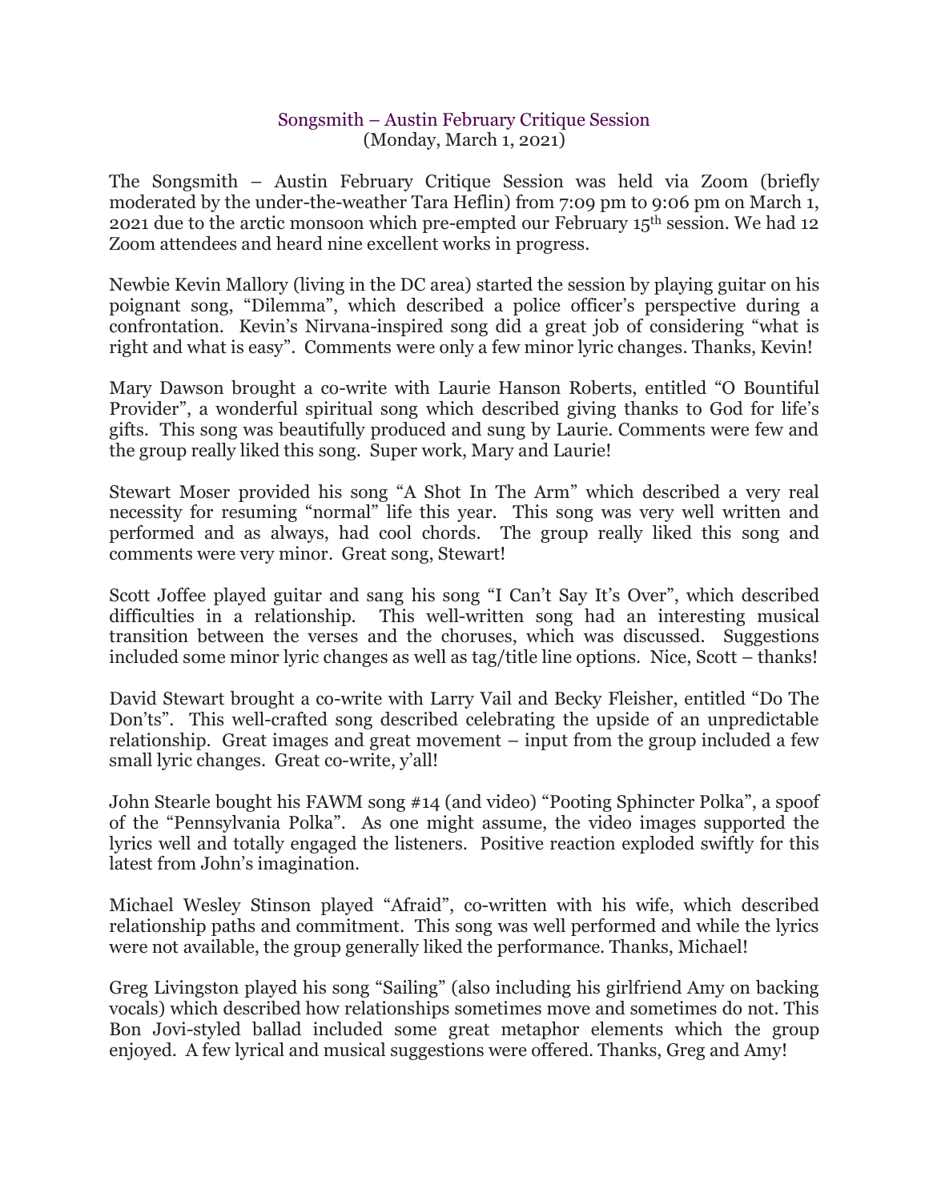# Songsmith – Austin February Critique Session
(Monday, March 1, 2021)

The Songsmith – Austin February Critique Session was held via Zoom (briefly moderated by the under-the-weather Tara Heflin) from 7:09 pm to 9:06 pm on March 1, 2021 due to the arctic monsoon which pre-empted our February 15th session. We had 12 Zoom attendees and heard nine excellent works in progress.

Newbie Kevin Mallory (living in the DC area) started the session by playing guitar on his poignant song, "Dilemma", which described a police officer's perspective during a confrontation. Kevin's Nirvana-inspired song did a great job of considering "what is right and what is easy". Comments were only a few minor lyric changes. Thanks, Kevin!

Mary Dawson brought a co-write with Laurie Hanson Roberts, entitled "O Bountiful Provider", a wonderful spiritual song which described giving thanks to God for life's gifts. This song was beautifully produced and sung by Laurie. Comments were few and the group really liked this song. Super work, Mary and Laurie!

Stewart Moser provided his song "A Shot In The Arm" which described a very real necessity for resuming "normal" life this year. This song was very well written and performed and as always, had cool chords. The group really liked this song and comments were very minor. Great song, Stewart!

Scott Joffee played guitar and sang his song "I Can't Say It's Over", which described difficulties in a relationship. This well-written song had an interesting musical transition between the verses and the choruses, which was discussed. Suggestions included some minor lyric changes as well as tag/title line options. Nice, Scott – thanks!

David Stewart brought a co-write with Larry Vail and Becky Fleisher, entitled "Do The Don'ts". This well-crafted song described celebrating the upside of an unpredictable relationship. Great images and great movement – input from the group included a few small lyric changes. Great co-write, y'all!

John Stearle bought his FAWM song #14 (and video) "Pooting Sphincter Polka", a spoof of the "Pennsylvania Polka". As one might assume, the video images supported the lyrics well and totally engaged the listeners. Positive reaction exploded swiftly for this latest from John's imagination.

Michael Wesley Stinson played "Afraid", co-written with his wife, which described relationship paths and commitment. This song was well performed and while the lyrics were not available, the group generally liked the performance. Thanks, Michael!

Greg Livingston played his song "Sailing" (also including his girlfriend Amy on backing vocals) which described how relationships sometimes move and sometimes do not. This Bon Jovi-styled ballad included some great metaphor elements which the group enjoyed. A few lyrical and musical suggestions were offered. Thanks, Greg and Amy!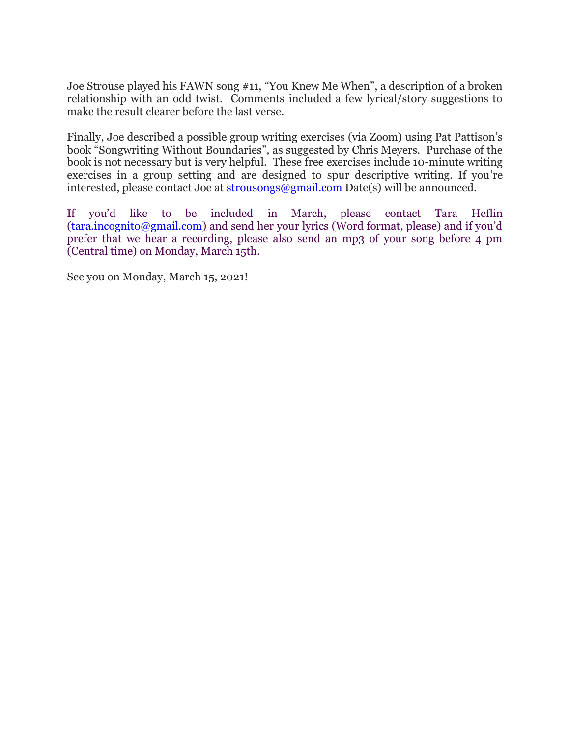Joe Strouse played his FAWN song #11, "You Knew Me When", a description of a broken relationship with an odd twist. Comments included a few lyrical/story suggestions to make the result clearer before the last verse.

Finally, Joe described a possible group writing exercises (via Zoom) using Pat Pattison's book "Songwriting Without Boundaries", as suggested by Chris Meyers. Purchase of the book is not necessary but is very helpful. These free exercises include 10-minute writing exercises in a group setting and are designed to spur descriptive writing. If you're interested, please contact Joe at strousongs@gmail.com Date(s) will be announced.

If you'd like to be included in March, please contact Tara Heflin (tara.incognito@gmail.com) and send her your lyrics (Word format, please) and if you'd prefer that we hear a recording, please also send an mp3 of your song before 4 pm (Central time) on Monday, March 15th.

See you on Monday, March 15, 2021!